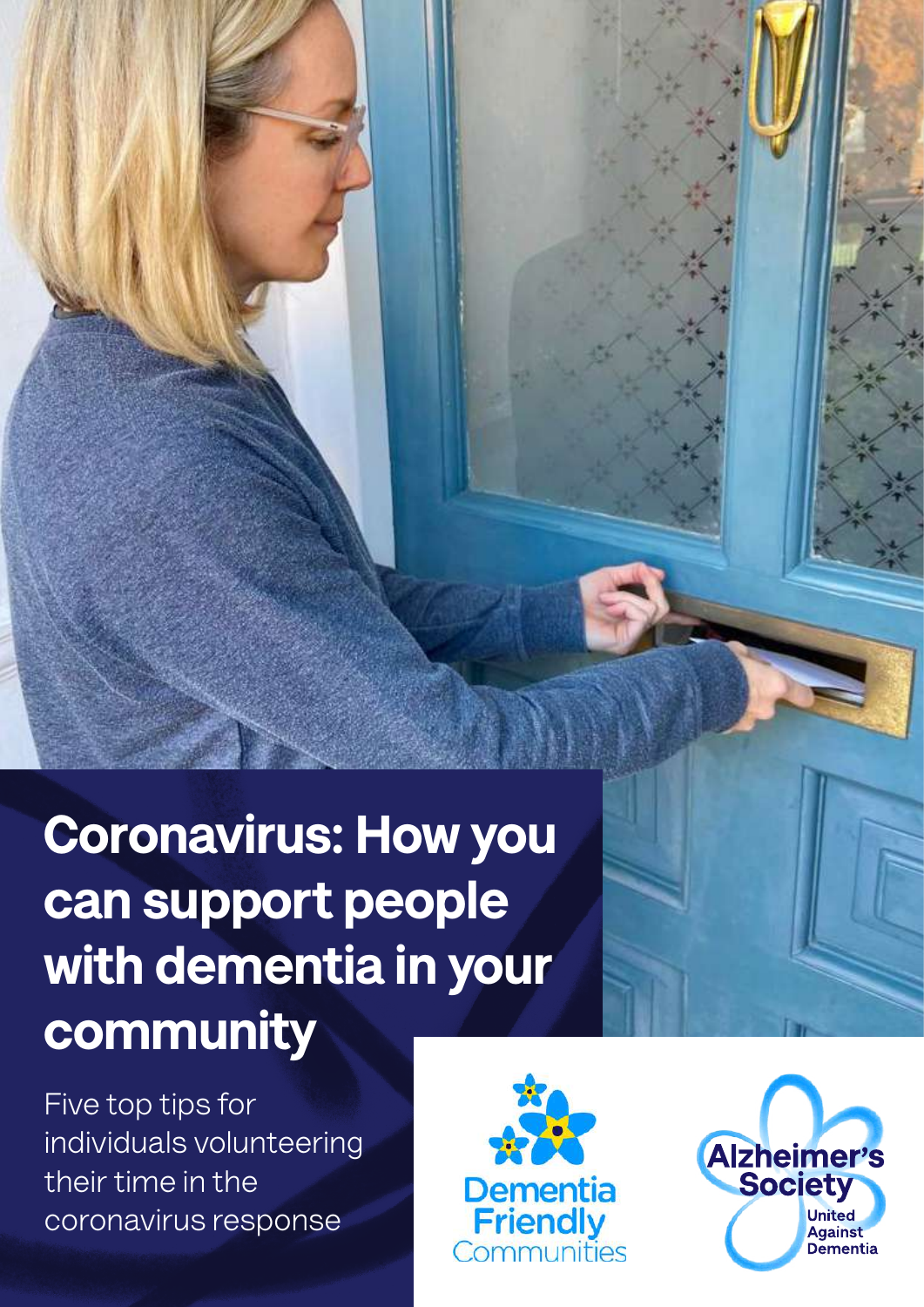# Coronavirus: How you can support people with dementia in your community

Five top tips for individuals volunteering their time in the coronavirus response

Dementia Friendly Communities

Alzheimer's Society

United Against Dementia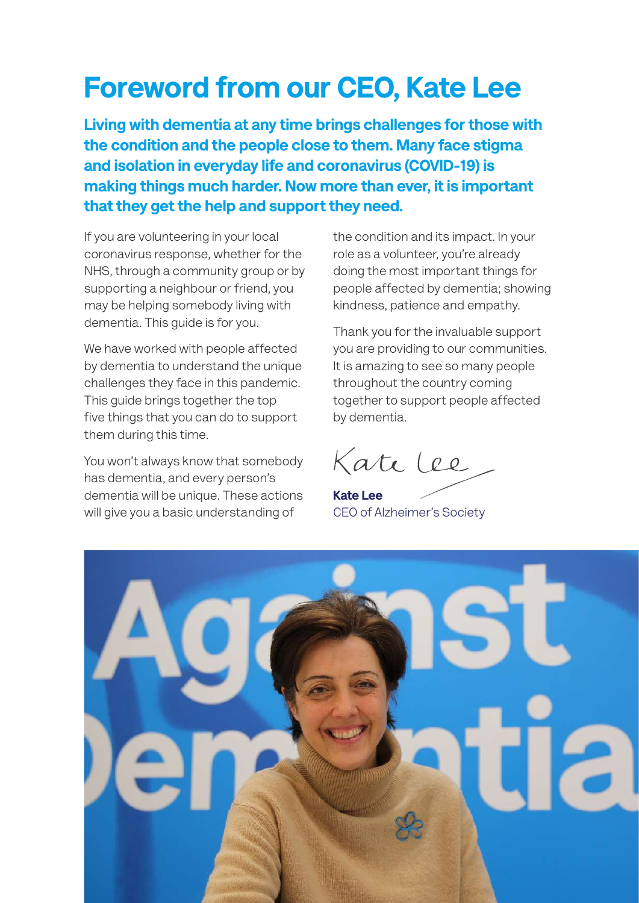# Foreword from our CEO, Kate Lee

**Living with dementia at any time brings challenges for those with the condition and the people close to them. Many face stigma and isolation in everyday life and coronavirus (COVID-19) is making things much harder. Now more than ever, it is important that they get the help and support they need.**

If you are volunteering in your local coronavirus response, whether for the NHS, through a community group or by supporting a neighbour or friend, you may be helping somebody living with dementia. This guide is for you.

We have worked with people affected by dementia to understand the unique challenges they face in this pandemic. This guide brings together the top five things that you can do to support them during this time.

You won't always know that somebody has dementia, and every person's dementia will be unique. These actions will give you a basic understanding of the condition and its impact. In your role as a volunteer, you're already doing the most important things for people affected by dementia; showing kindness, patience and empathy.

Thank you for the invaluable support you are providing to our communities. It is amazing to see so many people throughout the country coming together to support people affected by dementia.

Kate Lee

**Kate Lee**
CEO of Alzheimer's Society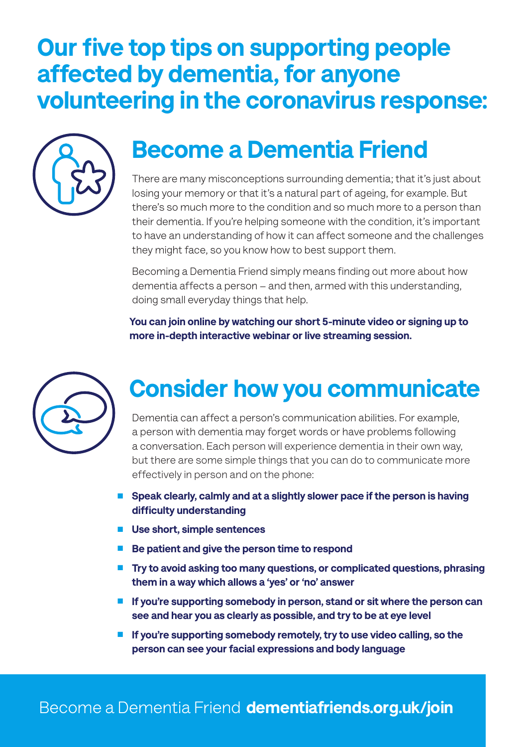# Our five top tips on supporting people affected by dementia, for anyone volunteering in the coronavirus response:

## Become a Dementia Friend

There are many misconceptions surrounding dementia; that it's just about losing your memory or that it's a natural part of ageing, for example. But there's so much more to the condition and so much more to a person than their dementia. If you're helping someone with the condition, it's important to have an understanding of how it can affect someone and the challenges they might face, so you know how to best support them.

Becoming a Dementia Friend simply means finding out more about how dementia affects a person – and then, armed with this understanding, doing small everyday things that help.

**You can join online by watching our short 5-minute video or signing up to more in-depth interactive webinar or live streaming session.**

## Consider how you communicate

Dementia can affect a person's communication abilities. For example, a person with dementia may forget words or have problems following a conversation. Each person will experience dementia in their own way, but there are some simple things that you can do to communicate more effectively in person and on the phone:

- **Speak clearly, calmly and at a slightly slower pace if the person is having difficulty understanding**
- **Use short, simple sentences**
- **Be patient and give the person time to respond**
- **Try to avoid asking too many questions, or complicated questions, phrasing them in a way which allows a 'yes' or 'no' answer**
- **If you're supporting somebody in person, stand or sit where the person can see and hear you as clearly as possible, and try to be at eye level**
- **If you're supporting somebody remotely, try to use video calling, so the person can see your facial expressions and body language**

Become a Dementia Friend **dementiafriends.org.uk/join**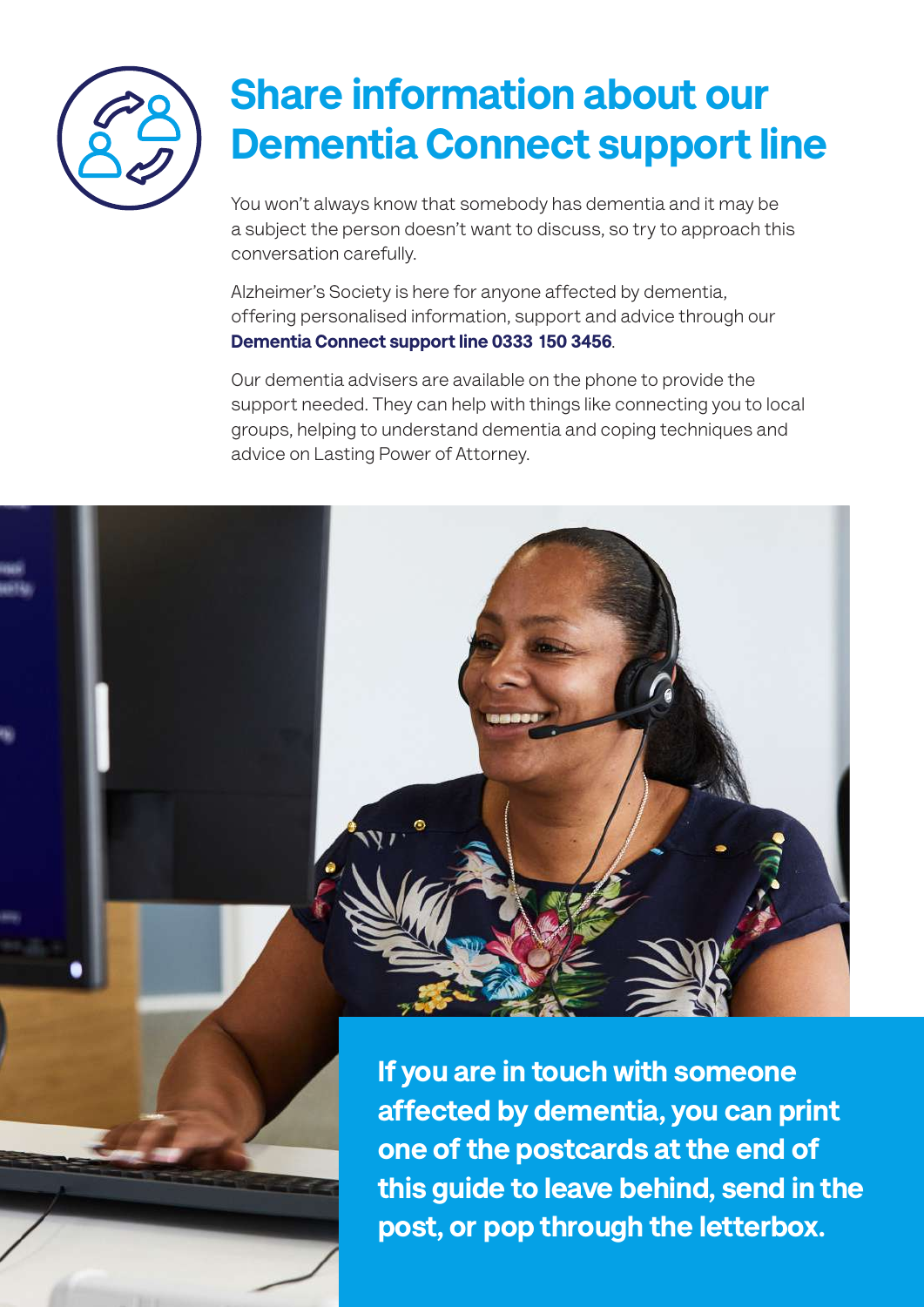# Share information about our Dementia Connect support line

You won't always know that somebody has dementia and it may be a subject the person doesn't want to discuss, so try to approach this conversation carefully.

Alzheimer's Society is here for anyone affected by dementia, offering personalised information, support and advice through our **Dementia Connect support line 0333 150 3456**.

Our dementia advisers are available on the phone to provide the support needed. They can help with things like connecting you to local groups, helping to understand dementia and coping techniques and advice on Lasting Power of Attorney.

**If you are in touch with someone affected by dementia, you can print one of the postcards at the end of this guide to leave behind, send in the post, or pop through the letterbox.**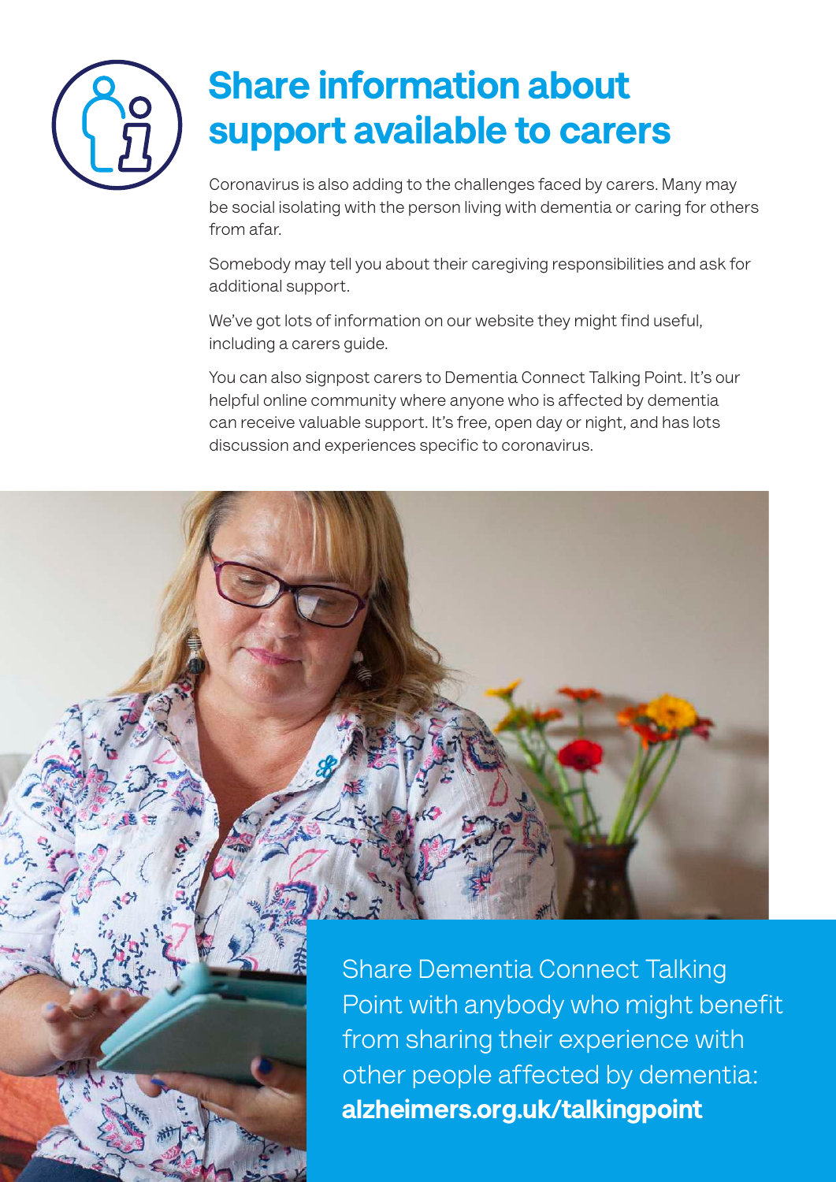# Share information about support available to carers

Coronavirus is also adding to the challenges faced by carers. Many may be social isolating with the person living with dementia or caring for others from afar.

Somebody may tell you about their caregiving responsibilities and ask for additional support.

We've got lots of information on our website they might find useful, including a carers guide.

You can also signpost carers to Dementia Connect Talking Point. It's our helpful online community where anyone who is affected by dementia can receive valuable support. It's free, open day or night, and has lots discussion and experiences specific to coronavirus.

Share Dementia Connect Talking Point with anybody who might benefit from sharing their experience with other people affected by dementia: **alzheimers.org.uk/talkingpoint**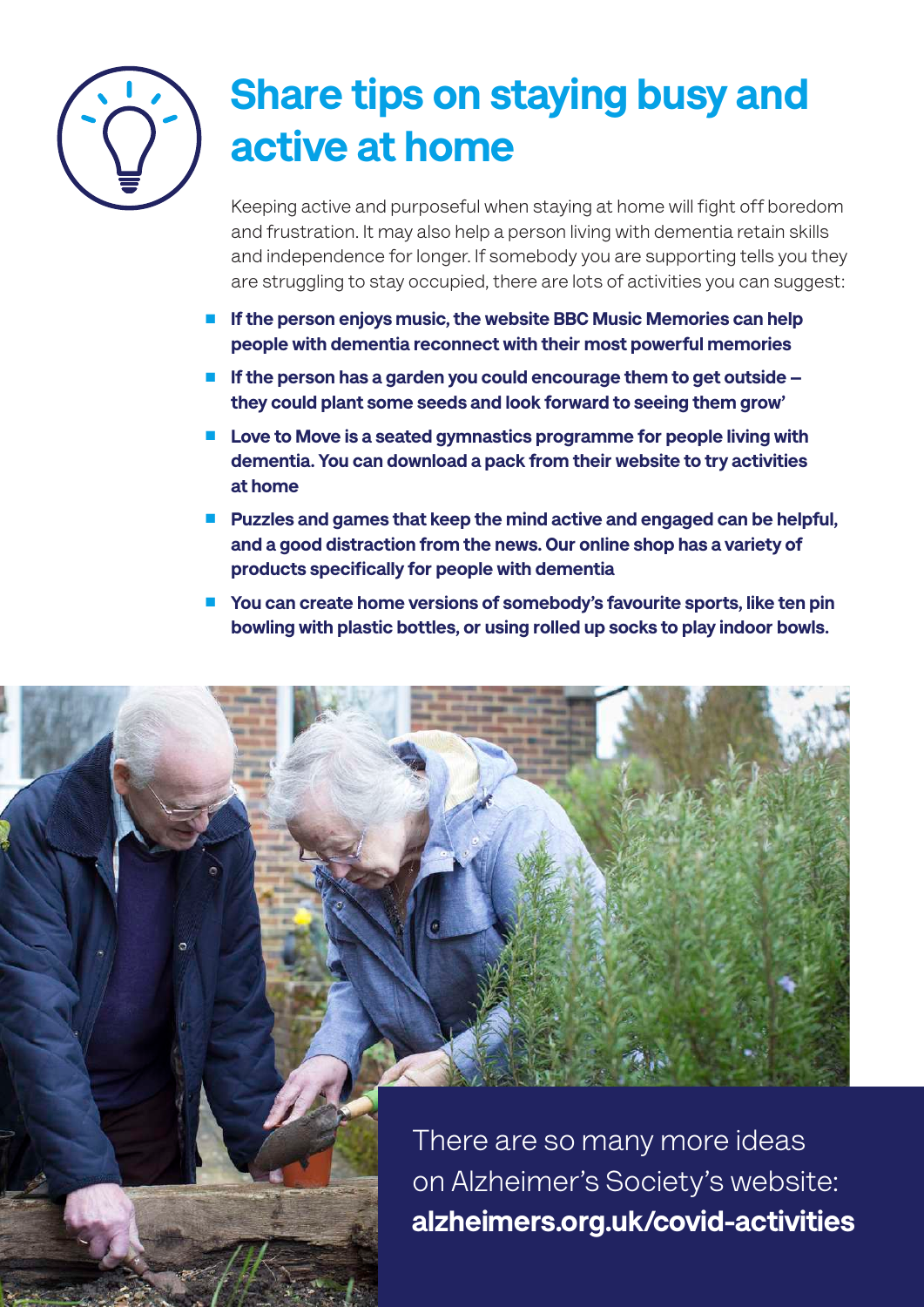# Share tips on staying busy and active at home

Keeping active and purposeful when staying at home will fight off boredom and frustration. It may also help a person living with dementia retain skills and independence for longer. If somebody you are supporting tells you they are struggling to stay occupied, there are lots of activities you can suggest:

- **If the person enjoys music, the website BBC Music Memories can help people with dementia reconnect with their most powerful memories**
- **If the person has a garden you could encourage them to get outside – they could plant some seeds and look forward to seeing them grow'**
- **Love to Move is a seated gymnastics programme for people living with dementia. You can download a pack from their website to try activities at home**
- **Puzzles and games that keep the mind active and engaged can be helpful, and a good distraction from the news. Our online shop has a variety of products specifically for people with dementia**
- **You can create home versions of somebody's favourite sports, like ten pin bowling with plastic bottles, or using rolled up socks to play indoor bowls.**

There are so many more ideas on Alzheimer's Society's website: **alzheimers.org.uk/covid-activities**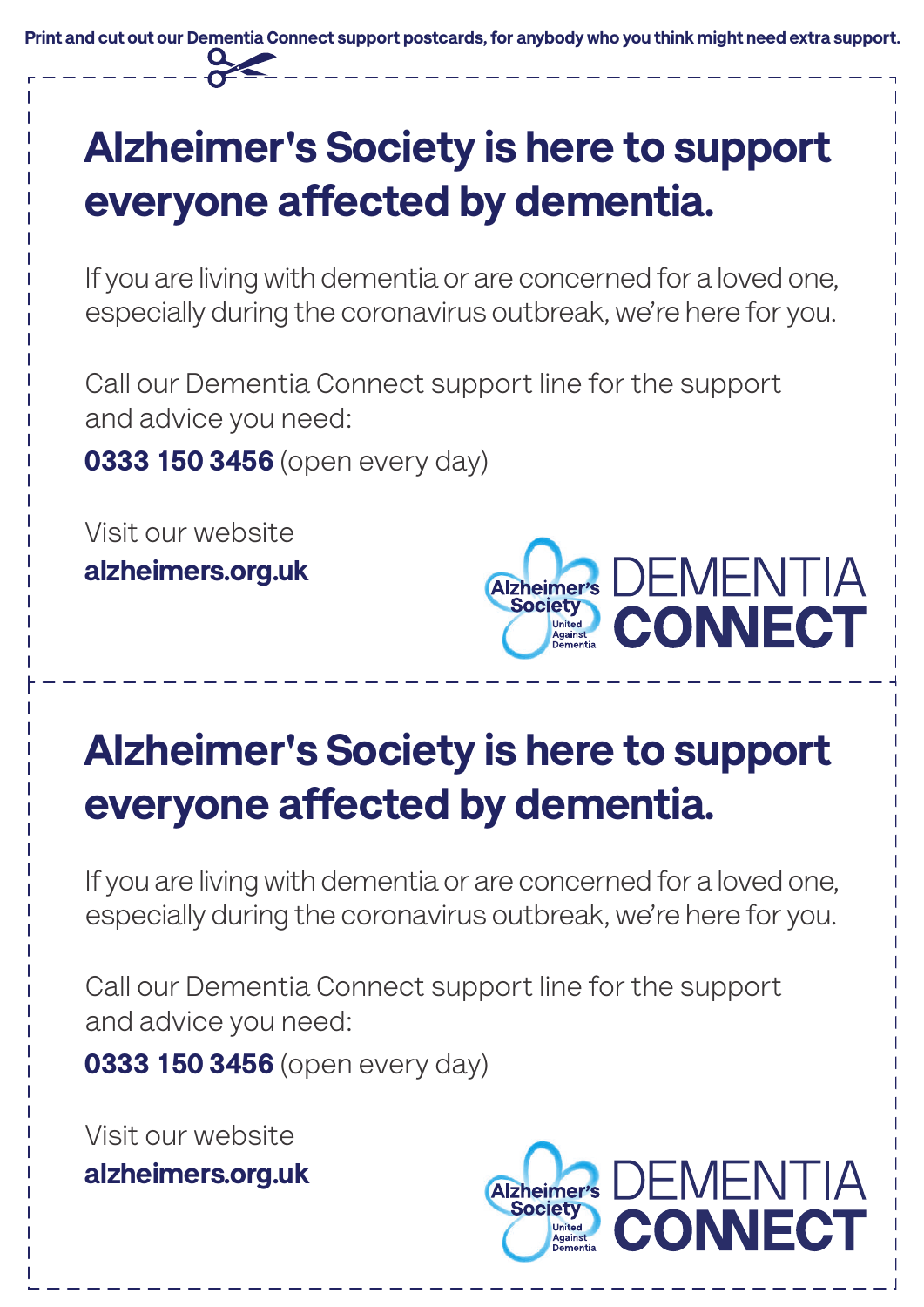Print and cut out our Dementia Connect support postcards, for anybody who you think might need extra support.

# Alzheimer's Society is here to support everyone affected by dementia.

If you are living with dementia or are concerned for a loved one, especially during the coronavirus outbreak, we're here for you.

Call our Dementia Connect support line for the support and advice you need:

**0333 150 3456** (open every day)

Visit our website
**alzheimers.org.uk**

Alzheimer's Society United Against Dementia DEMENTIA CONNECT

# Alzheimer's Society is here to support everyone affected by dementia.

If you are living with dementia or are concerned for a loved one, especially during the coronavirus outbreak, we're here for you.

Call our Dementia Connect support line for the support and advice you need:

**0333 150 3456** (open every day)

Visit our website
**alzheimers.org.uk**

Alzheimer's Society United Against Dementia DEMENTIA CONNECT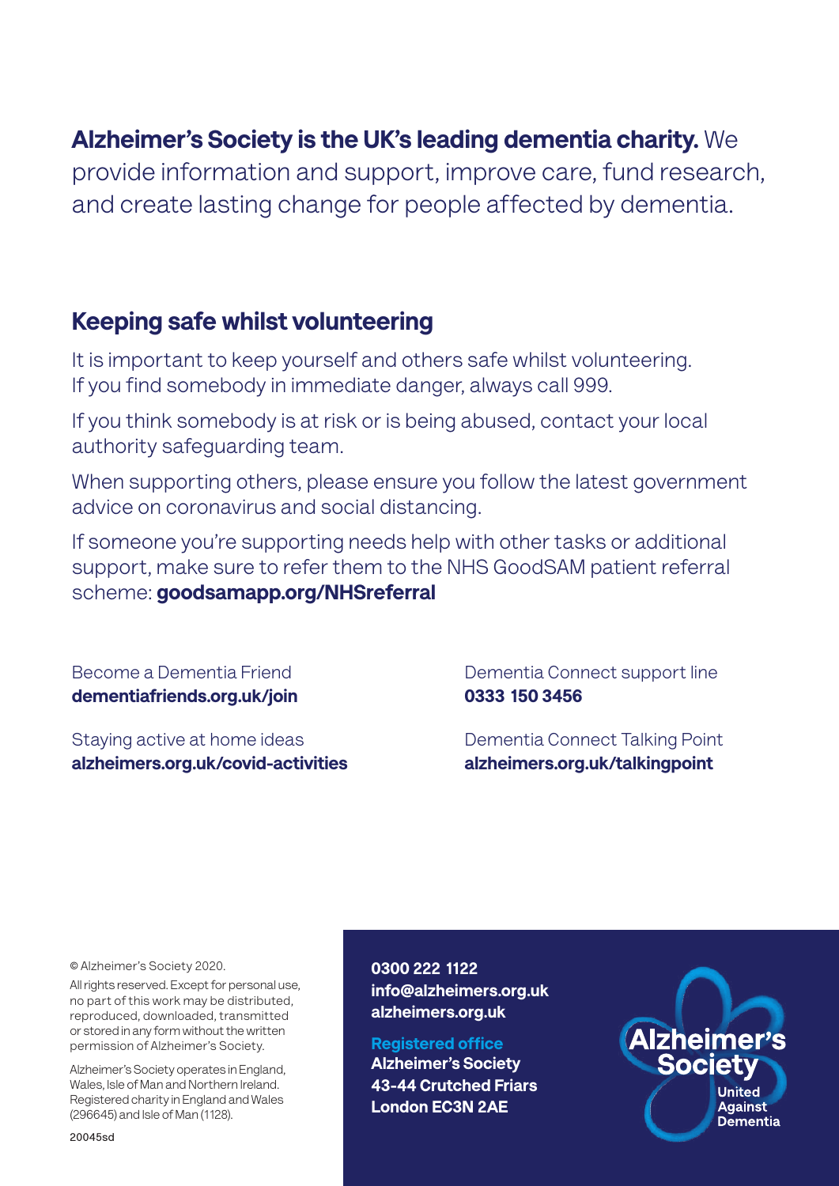**Alzheimer's Society is the UK's leading dementia charity.** We provide information and support, improve care, fund research, and create lasting change for people affected by dementia.

## Keeping safe whilst volunteering

It is important to keep yourself and others safe whilst volunteering. If you find somebody in immediate danger, always call 999.

If you think somebody is at risk or is being abused, contact your local authority safeguarding team.

When supporting others, please ensure you follow the latest government advice on coronavirus and social distancing.

If someone you're supporting needs help with other tasks or additional support, make sure to refer them to the NHS GoodSAM patient referral scheme: **goodsamapp.org/NHSreferral**

Become a Dementia Friend
**dementiafriends.org.uk/join**

Staying active at home ideas
**alzheimers.org.uk/covid-activities**

Dementia Connect support line
**0333 150 3456**

Dementia Connect Talking Point
**alzheimers.org.uk/talkingpoint**

© Alzheimer's Society 2020.

All rights reserved. Except for personal use, no part of this work may be distributed, reproduced, downloaded, transmitted or stored in any form without the written permission of Alzheimer's Society.

Alzheimer's Society operates in England, Wales, Isle of Man and Northern Ireland. Registered charity in England and Wales (296645) and Isle of Man (1128).

20045sd

**0300 222 1122**
**info@alzheimers.org.uk**
**alzheimers.org.uk**

**Registered office**
**Alzheimer's Society**
**43-44 Crutched Friars**
**London EC3N 2AE**

Alzheimer's Society
United Against Dementia